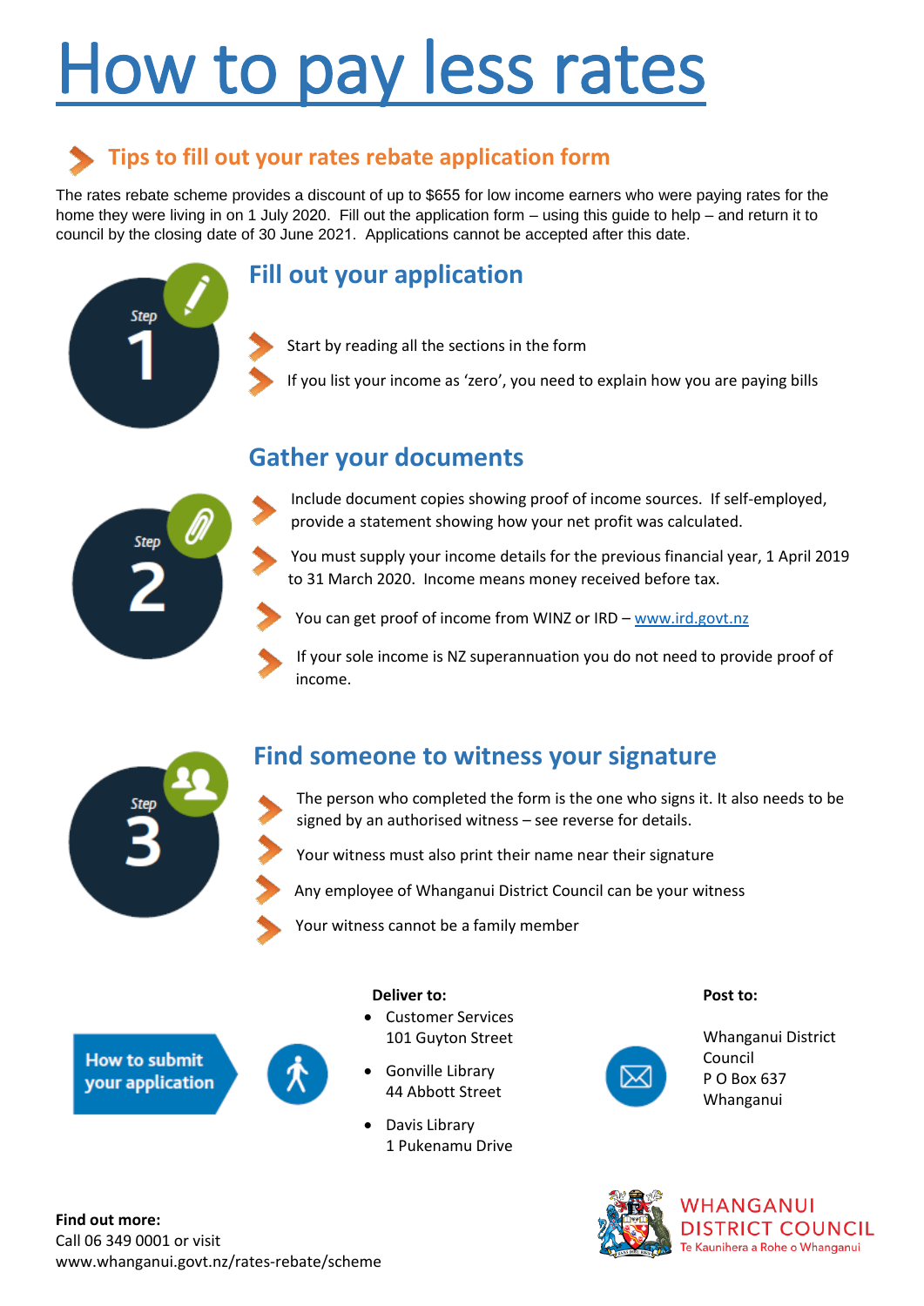# How to pay less rates

## Tips to fill out your rates rebate application form

The rates rebate scheme provides a discount of up to $655 for low income earners who were paying rates for the home they were living in on 1 July 2020. Fill out the application form – using this guide to help – and return it to council by the closing date of 30 June 2021. Applications cannot be accepted after this date.

### Step 1 – Fill out your application

- Start by reading all the sections in the form
- If you list your income as 'zero', you need to explain how you are paying bills

### Step 2 – Gather your documents

- Include document copies showing proof of income sources. If self-employed, provide a statement showing how your net profit was calculated.
- You must supply your income details for the previous financial year, 1 April 2019 to 31 March 2020. Income means money received before tax.
- You can get proof of income from WINZ or IRD – www.ird.govt.nz
- If your sole income is NZ superannuation you do not need to provide proof of income.

### Step 3 – Find someone to witness your signature

- The person who completed the form is the one who signs it. It also needs to be signed by an authorised witness – see reverse for details.
- Your witness must also print their name near their signature
- Any employee of Whanganui District Council can be your witness
- Your witness cannot be a family member

### How to submit your application

**Deliver to:**

- Customer Services
  101 Guyton Street
- Gonville Library
  44 Abbott Street
- Davis Library
  1 Pukenamu Drive

**Post to:**

Whanganui District Council
P O Box 637
Whanganui

**Find out more:**
Call 06 349 0001 or visit
www.whanganui.govt.nz/rates-rebate/scheme

WHANGANUI DISTRICT COUNCIL
Te Kaunihera a Rohe o Whanganui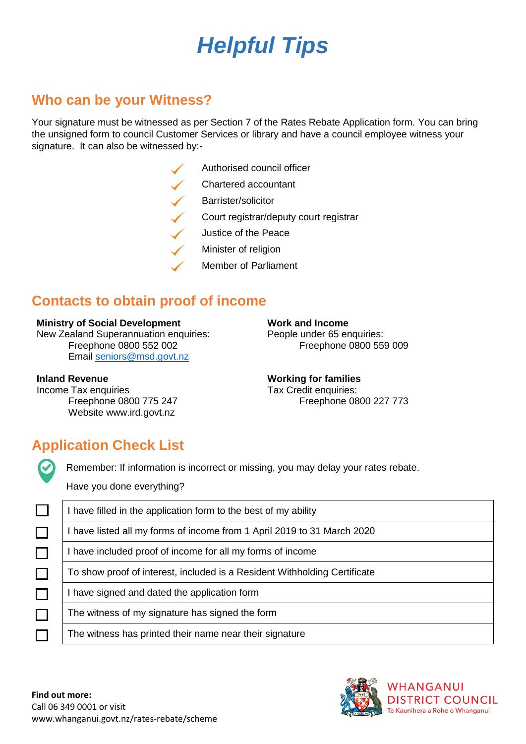# *Helpful Tips*

## Who can be your Witness?

Your signature must be witnessed as per Section 7 of the Rates Rebate Application form. You can bring the unsigned form to council Customer Services or library and have a council employee witness your signature. It can also be witnessed by:-

- Authorised council officer
- Chartered accountant
- Barrister/solicitor
- Court registrar/deputy court registrar
- Justice of the Peace
- Minister of religion
- Member of Parliament

## Contacts to obtain proof of income

**Ministry of Social Development**
New Zealand Superannuation enquiries:
Freephone 0800 552 002
Email seniors@msd.govt.nz

**Work and Income**
People under 65 enquiries:
Freephone 0800 559 009

**Inland Revenue**
Income Tax enquiries
Freephone 0800 775 247
Website www.ird.govt.nz

**Working for families**
Tax Credit enquiries:
Freephone 0800 227 773

## Application Check List

Remember: If information is incorrect or missing, you may delay your rates rebate.

Have you done everything?

| | |
|---|---|
| ☐ | I have filled in the application form to the best of my ability |
| ☐ | I have listed all my forms of income from 1 April 2019 to 31 March 2020 |
| ☐ | I have included proof of income for all my forms of income |
| ☐ | To show proof of interest, included is a Resident Withholding Certificate |
| ☐ | I have signed and dated the application form |
| ☐ | The witness of my signature has signed the form |
| ☐ | The witness has printed their name near their signature |

**Find out more:**
Call 06 349 0001 or visit
www.whanganui.govt.nz/rates-rebate/scheme

WHANGANUI DISTRICT COUNCIL
Te Kaunihera a Rohe o Whanganui